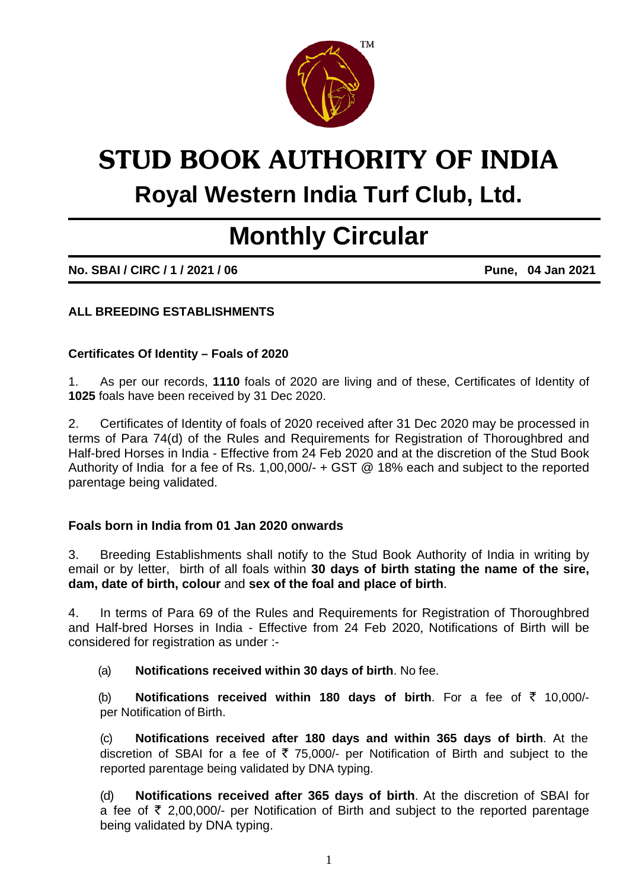# STUD BOOK AUTHORITY OF INDIA

## Royal Western India Turf Club, Ltd.

# Monthly Circular

**No. SBAI / CIRC / 1 / 2021 / 06** **Pune, 04 Jan 2021**

**ALL BREEDING ESTABLISHMENTS**

**Certificates Of Identity – Foals of 2020**

1. As per our records, **1110** foals of 2020 are living and of these, Certificates of Identity of **1025** foals have been received by 31 Dec 2020.

2. Certificates of Identity of foals of 2020 received after 31 Dec 2020 may be processed in terms of Para 74(d) of the Rules and Requirements for Registration of Thoroughbred and Half-bred Horses in India - Effective from 24 Feb 2020 and at the discretion of the Stud Book Authority of India for a fee of Rs. 1,00,000/- + GST @ 18% each and subject to the reported parentage being validated.

**Foals born in India from 01 Jan 2020 onwards**

3. Breeding Establishments shall notify to the Stud Book Authority of India in writing by email or by letter, birth of all foals within **30 days of birth stating the name of the sire, dam, date of birth, colour** and **sex of the foal and place of birth**.

4. In terms of Para 69 of the Rules and Requirements for Registration of Thoroughbred and Half-bred Horses in India - Effective from 24 Feb 2020, Notifications of Birth will be considered for registration as under :-

(a) **Notifications received within 30 days of birth**. No fee.

(b) **Notifications received within 180 days of birth**. For a fee of ₹ 10,000/- per Notification of Birth.

(c) **Notifications received after 180 days and within 365 days of birth**. At the discretion of SBAI for a fee of ₹ 75,000/- per Notification of Birth and subject to the reported parentage being validated by DNA typing.

(d) **Notifications received after 365 days of birth**. At the discretion of SBAI for a fee of ₹ 2,00,000/- per Notification of Birth and subject to the reported parentage being validated by DNA typing.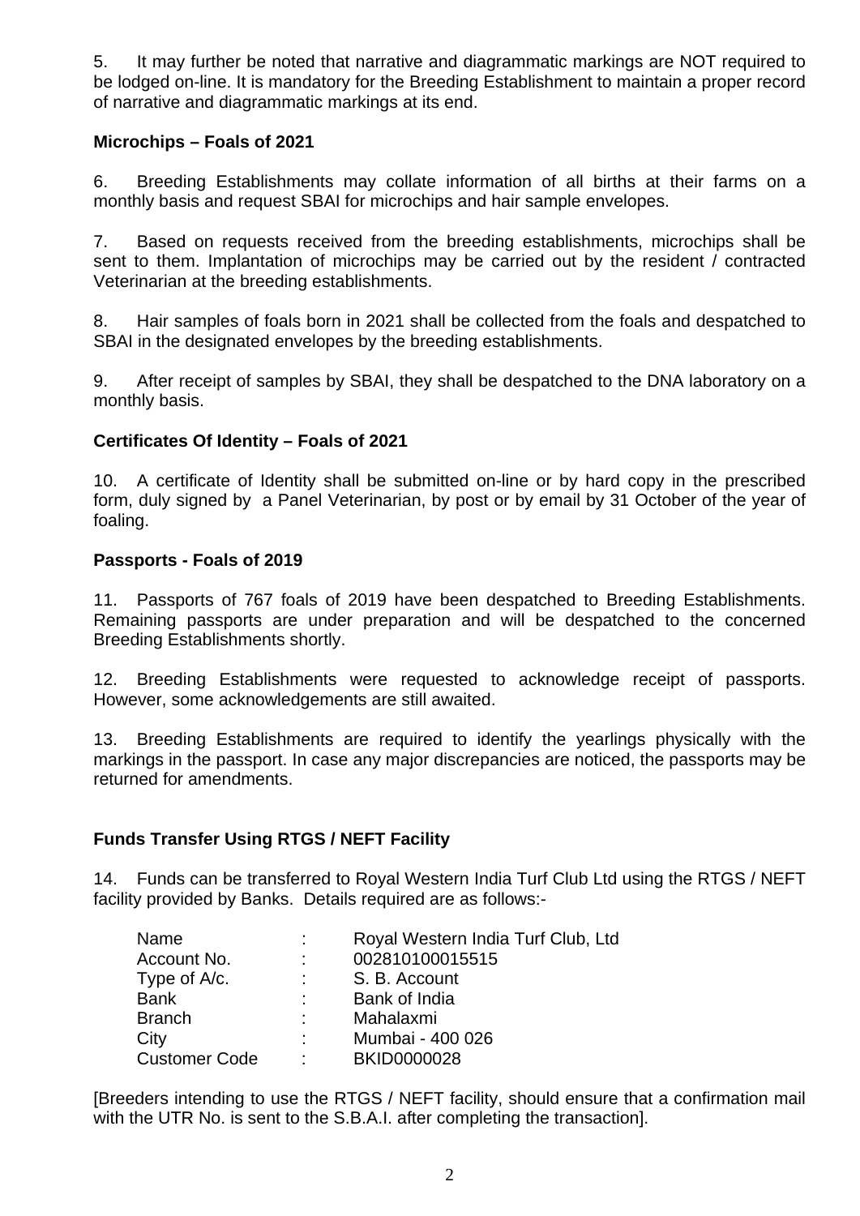5. It may further be noted that narrative and diagrammatic markings are NOT required to be lodged on-line. It is mandatory for the Breeding Establishment to maintain a proper record of narrative and diagrammatic markings at its end.

**Microchips – Foals of 2021**

6. Breeding Establishments may collate information of all births at their farms on a monthly basis and request SBAI for microchips and hair sample envelopes.

7. Based on requests received from the breeding establishments, microchips shall be sent to them. Implantation of microchips may be carried out by the resident / contracted Veterinarian at the breeding establishments.

8. Hair samples of foals born in 2021 shall be collected from the foals and despatched to SBAI in the designated envelopes by the breeding establishments.

9. After receipt of samples by SBAI, they shall be despatched to the DNA laboratory on a monthly basis.

**Certificates Of Identity – Foals of 2021**

10. A certificate of Identity shall be submitted on-line or by hard copy in the prescribed form, duly signed by a Panel Veterinarian, by post or by email by 31 October of the year of foaling.

**Passports - Foals of 2019**

11. Passports of 767 foals of 2019 have been despatched to Breeding Establishments. Remaining passports are under preparation and will be despatched to the concerned Breeding Establishments shortly.

12. Breeding Establishments were requested to acknowledge receipt of passports. However, some acknowledgements are still awaited.

13. Breeding Establishments are required to identify the yearlings physically with the markings in the passport. In case any major discrepancies are noticed, the passports may be returned for amendments.

**Funds Transfer Using RTGS / NEFT Facility**

14. Funds can be transferred to Royal Western India Turf Club Ltd using the RTGS / NEFT facility provided by Banks. Details required are as follows:-

| | | |
|---|---|---|
| Name | : | Royal Western India Turf Club, Ltd |
| Account No. | : | 002810100015515 |
| Type of A/c. | : | S. B. Account |
| Bank | : | Bank of India |
| Branch | : | Mahalaxmi |
| City | : | Mumbai - 400 026 |
| Customer Code | : | BKID0000028 |

[Breeders intending to use the RTGS / NEFT facility, should ensure that a confirmation mail with the UTR No. is sent to the S.B.A.I. after completing the transaction].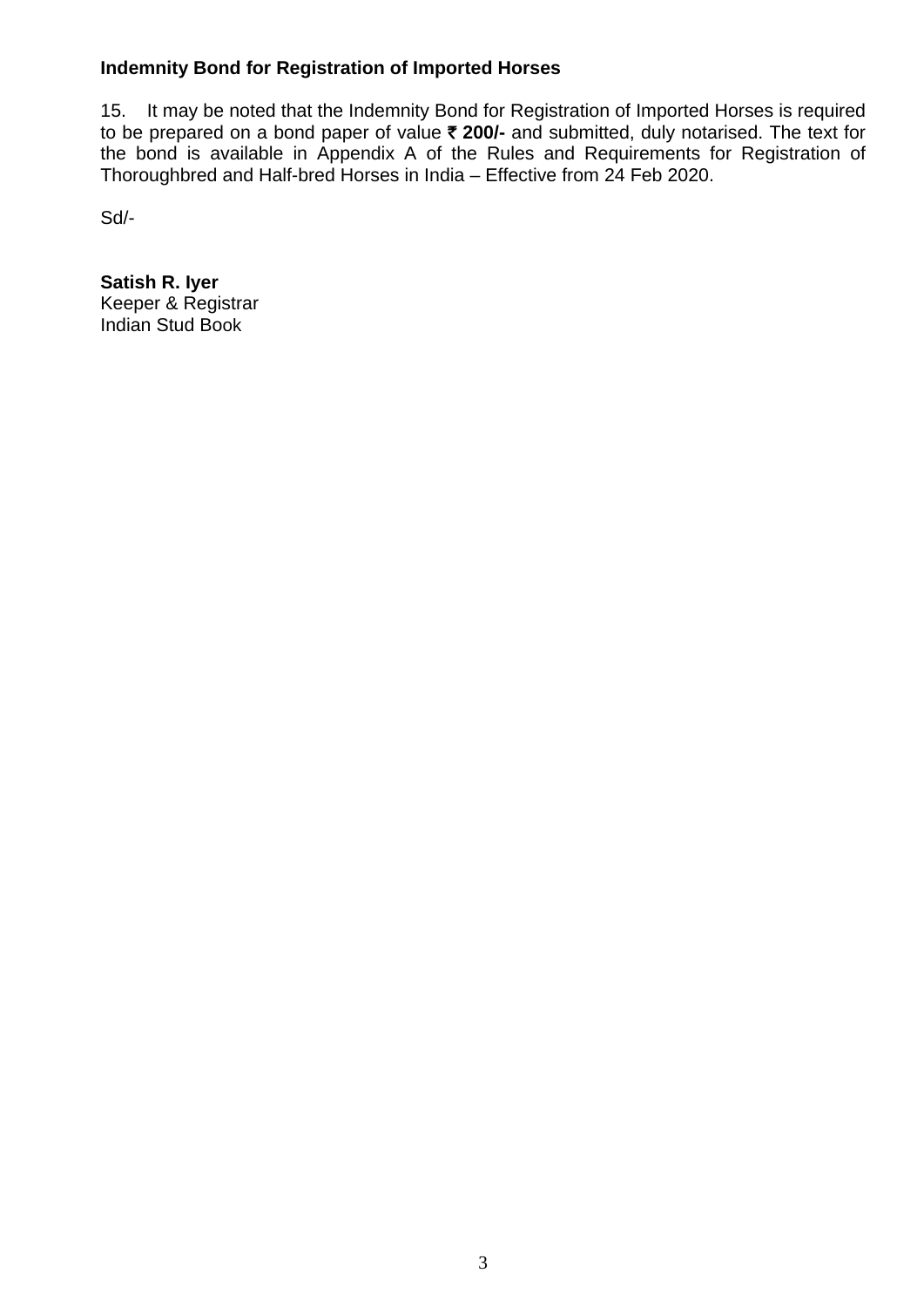**Indemnity Bond for Registration of Imported Horses**

15. It may be noted that the Indemnity Bond for Registration of Imported Horses is required to be prepared on a bond paper of value **₹ 200/-** and submitted, duly notarised. The text for the bond is available in Appendix A of the Rules and Requirements for Registration of Thoroughbred and Half-bred Horses in India – Effective from 24 Feb 2020.

Sd/-

**Satish R. Iyer**
Keeper & Registrar
Indian Stud Book